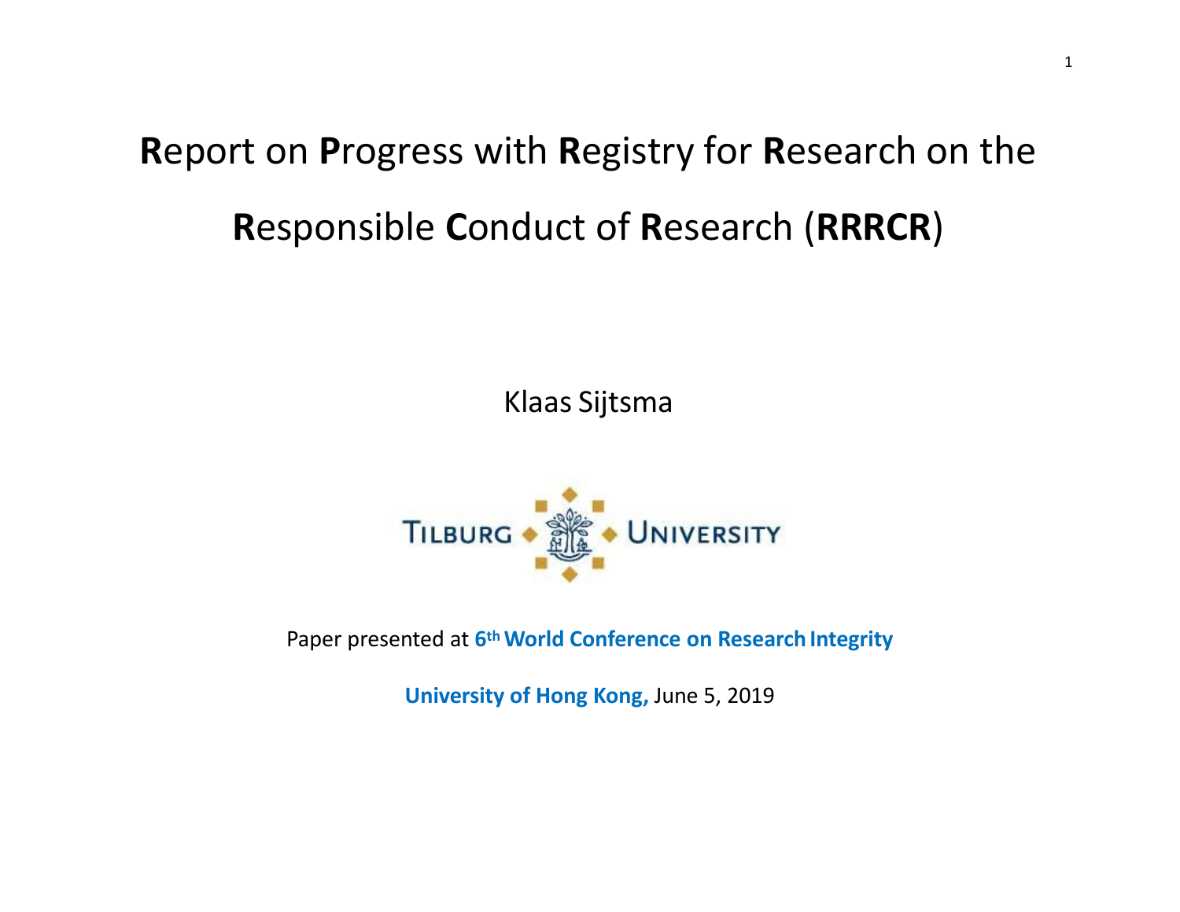# **R**eport on **P**rogress with **R**egistry for **R**esearch on the **R**esponsible **C**onduct of **R**esearch (**RRRCR**)

Klaas Sijtsma

TILBURG UNIVERSITY

Paper presented at **6th World Conference on Research Integrity**

**University of Hong Kong,** June 5, 2019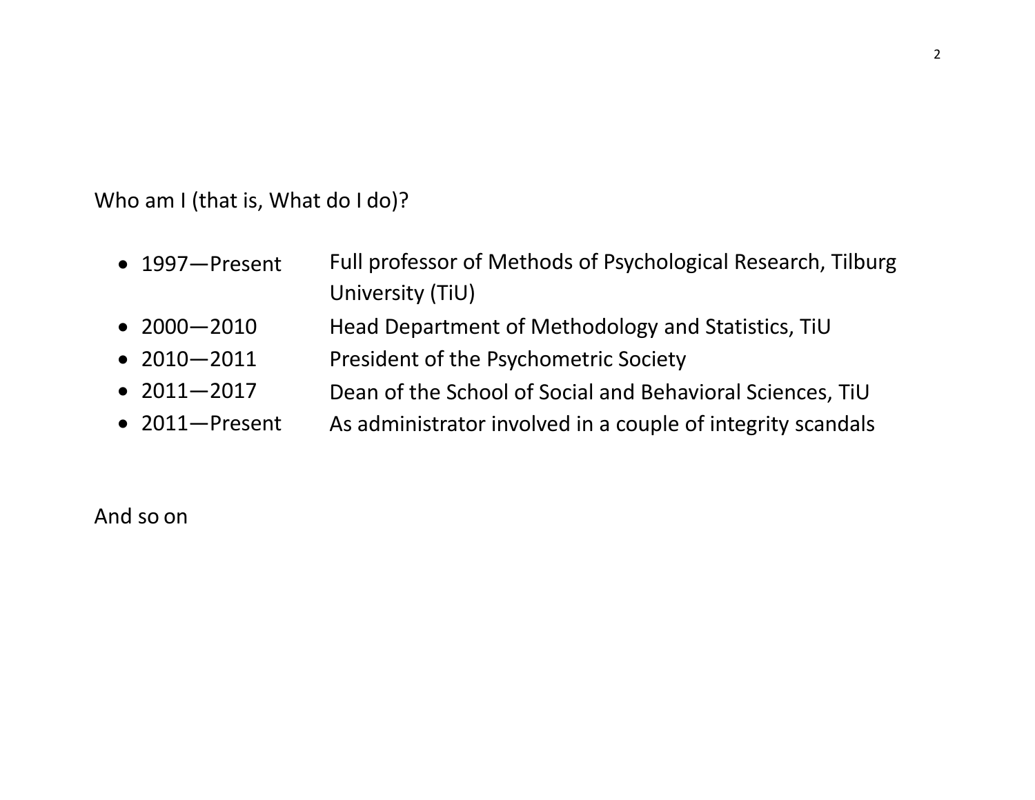Who am I (that is, What do I do)?

- 1997—Present  Full professor of Methods of Psychological Research, Tilburg University (TiU)
- 2000—2010  Head Department of Methodology and Statistics, TiU
- 2010—2011  President of the Psychometric Society
- 2011—2017  Dean of the School of Social and Behavioral Sciences, TiU
- 2011—Present  As administrator involved in a couple of integrity scandals

And so on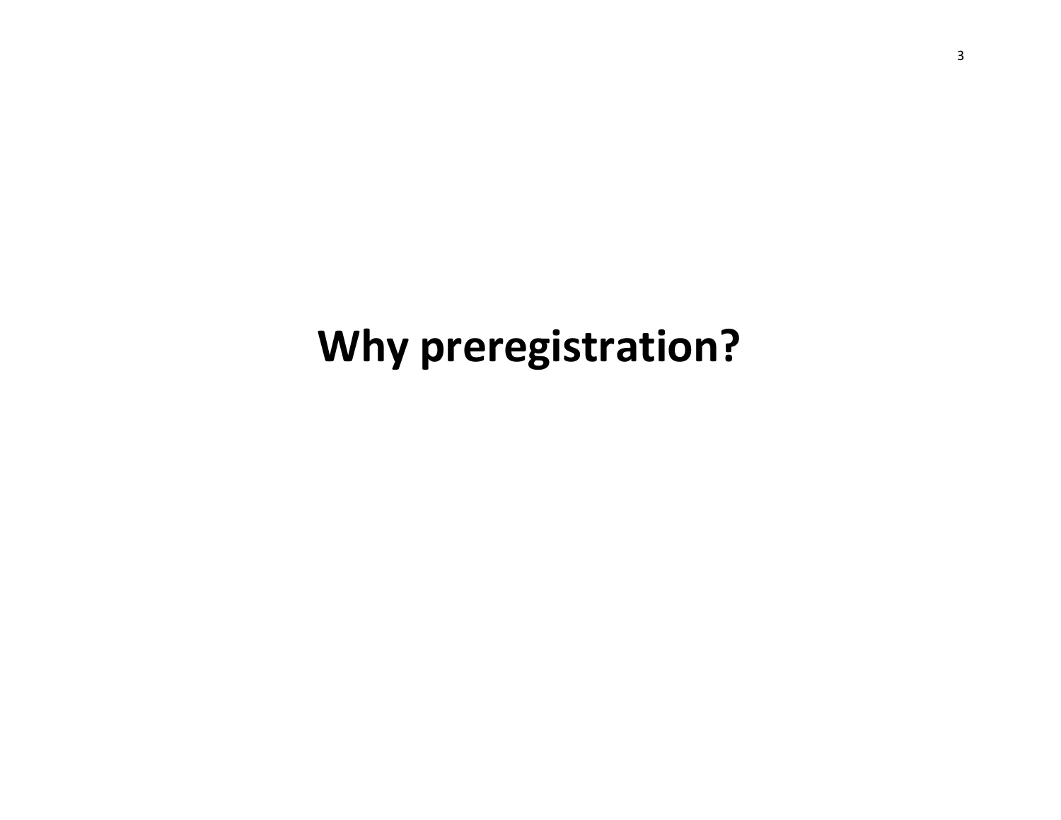# Why preregistration?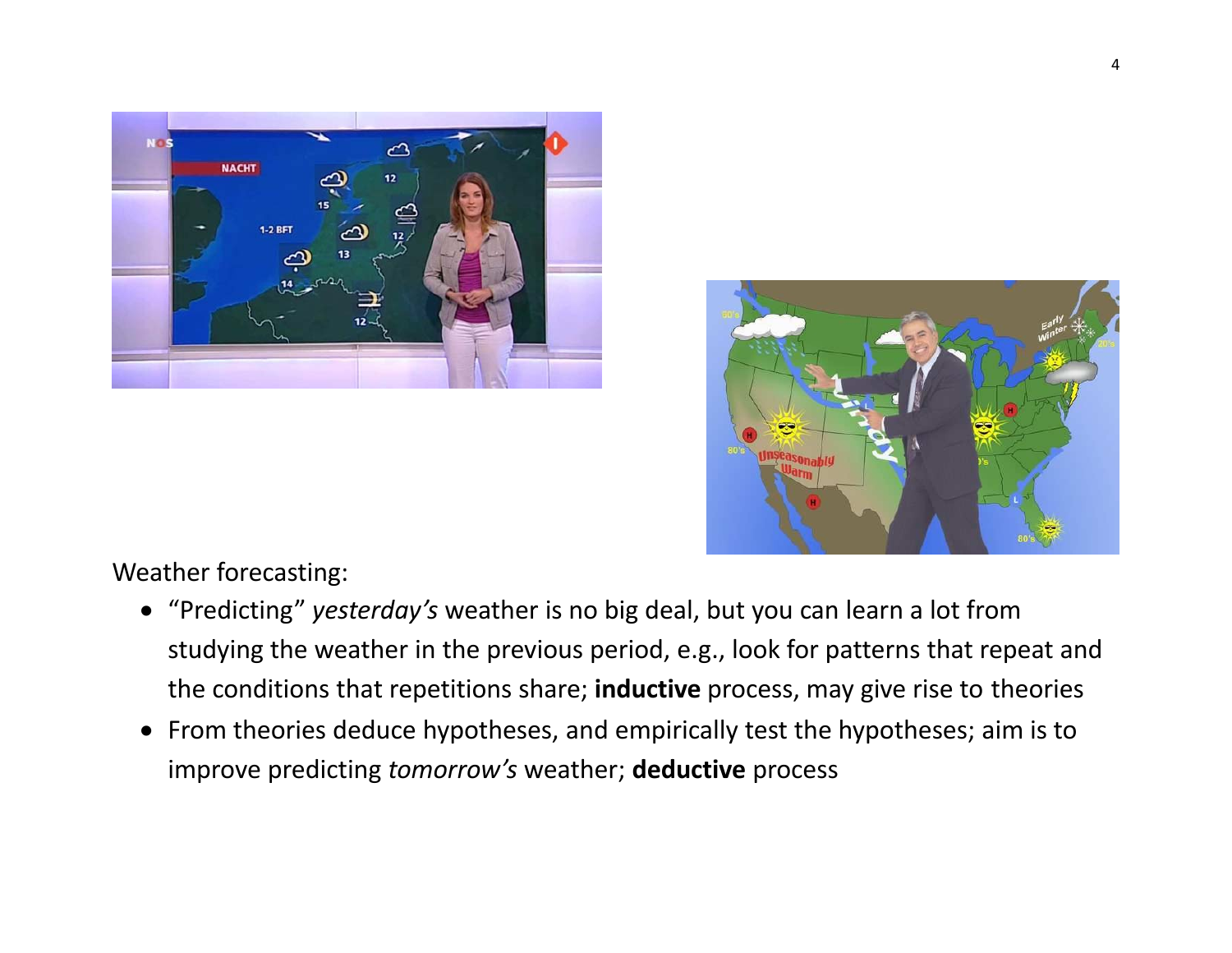Weather forecasting:

- "Predicting" *yesterday's* weather is no big deal, but you can learn a lot from studying the weather in the previous period, e.g., look for patterns that repeat and the conditions that repetitions share; **inductive** process, may give rise to theories
- From theories deduce hypotheses, and empirically test the hypotheses; aim is to improve predicting *tomorrow's* weather; **deductive** process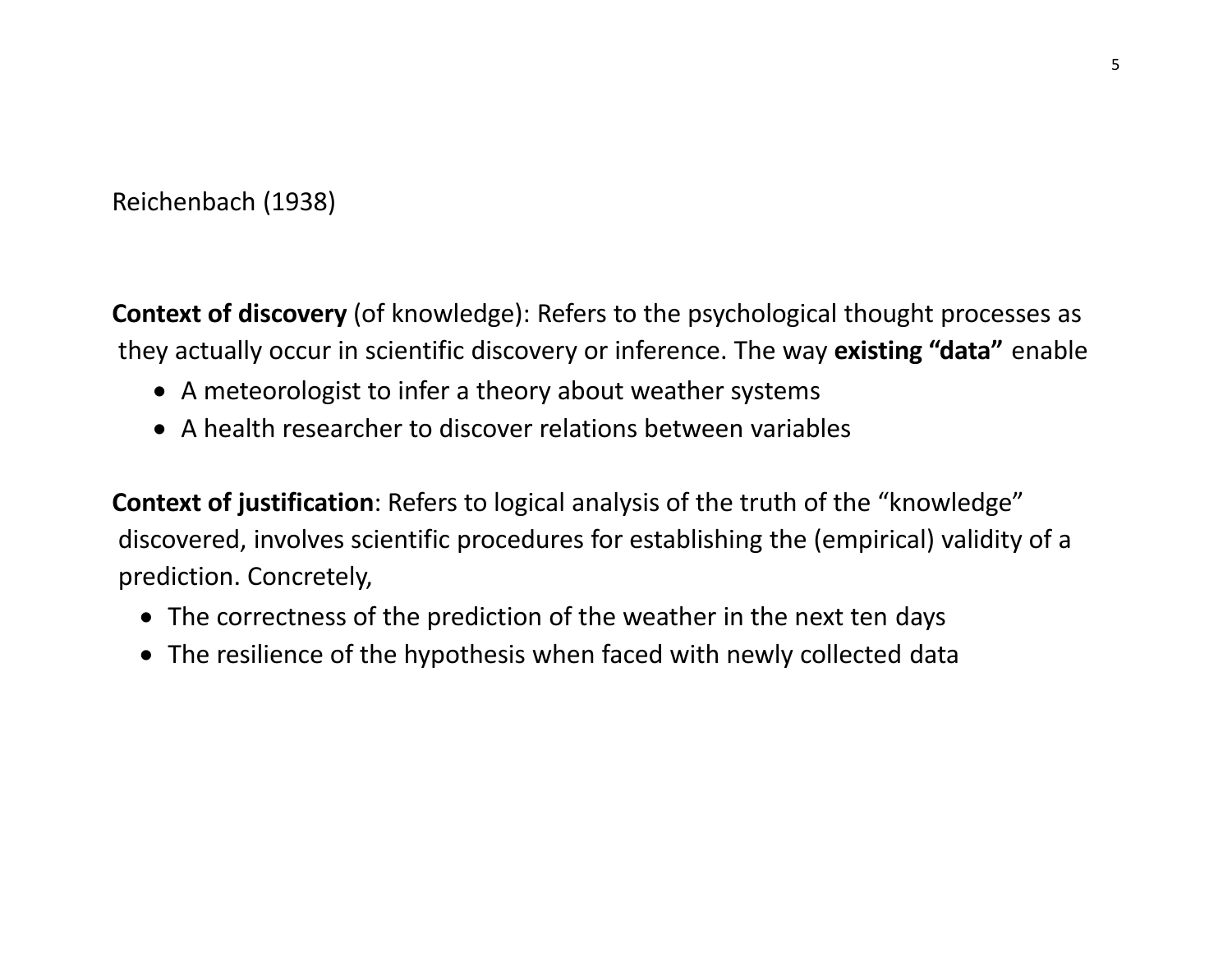Reichenbach (1938)

**Context of discovery** (of knowledge): Refers to the psychological thought processes as they actually occur in scientific discovery or inference. The way **existing "data"** enable

- A meteorologist to infer a theory about weather systems
- A health researcher to discover relations between variables

**Context of justification**: Refers to logical analysis of the truth of the "knowledge" discovered, involves scientific procedures for establishing the (empirical) validity of a prediction. Concretely,

- The correctness of the prediction of the weather in the next ten days
- The resilience of the hypothesis when faced with newly collected data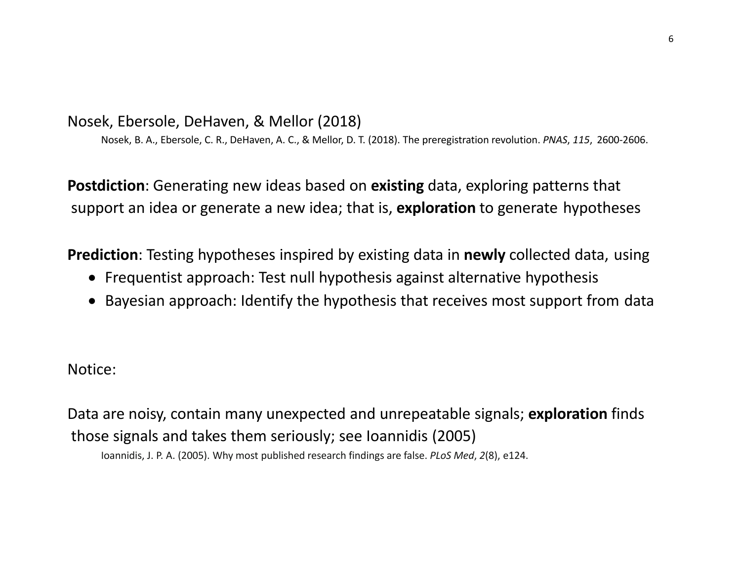Nosek, Ebersole, DeHaven, & Mellor (2018)

Nosek, B. A., Ebersole, C. R., DeHaven, A. C., & Mellor, D. T. (2018). The preregistration revolution. *PNAS*, *115*, 2600-2606.

**Postdiction**: Generating new ideas based on **existing** data, exploring patterns that support an idea or generate a new idea; that is, **exploration** to generate hypotheses

**Prediction**: Testing hypotheses inspired by existing data in **newly** collected data, using

- Frequentist approach: Test null hypothesis against alternative hypothesis
- Bayesian approach: Identify the hypothesis that receives most support from data

Notice:

Data are noisy, contain many unexpected and unrepeatable signals; **exploration** finds those signals and takes them seriously; see Ioannidis (2005)

Ioannidis, J. P. A. (2005). Why most published research findings are false. *PLoS Med*, *2*(8), e124.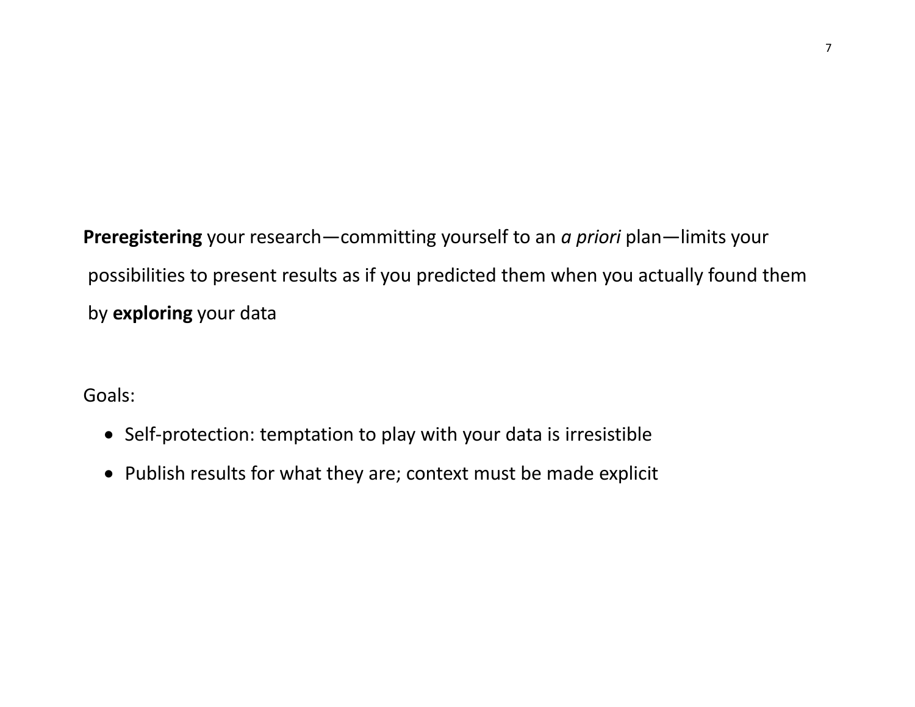**Preregistering** your research—committing yourself to an *a priori* plan—limits your possibilities to present results as if you predicted them when you actually found them by **exploring** your data

Goals:

- Self-protection: temptation to play with your data is irresistible
- Publish results for what they are; context must be made explicit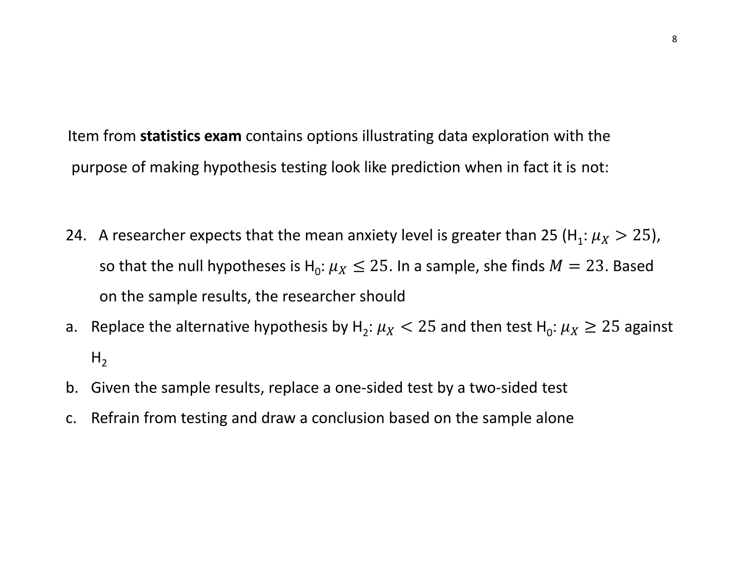Item from **statistics exam** contains options illustrating data exploration with the purpose of making hypothesis testing look like prediction when in fact it is not:

24. A researcher expects that the mean anxiety level is greater than 25 ($H_1$: $\mu_X > 25$), so that the null hypotheses is $H_0$: $\mu_X \leq 25$. In a sample, she finds $M = 23$. Based on the sample results, the researcher should

a. Replace the alternative hypothesis by $H_2$: $\mu_X < 25$ and then test $H_0$: $\mu_X \geq 25$ against $H_2$

b. Given the sample results, replace a one-sided test by a two-sided test

c. Refrain from testing and draw a conclusion based on the sample alone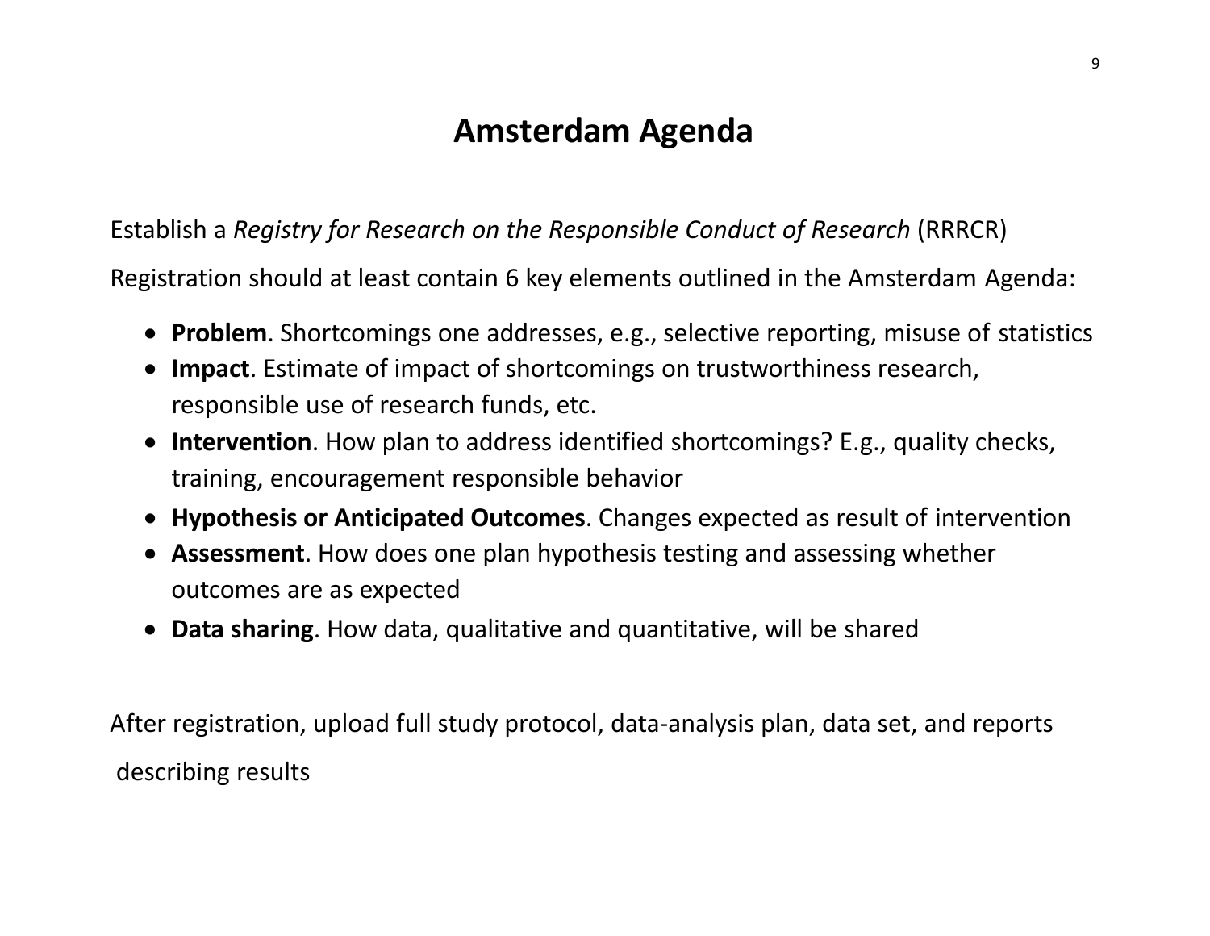# Amsterdam Agenda

Establish a *Registry for Research on the Responsible Conduct of Research* (RRRCR)

Registration should at least contain 6 key elements outlined in the Amsterdam Agenda:

- **Problem**. Shortcomings one addresses, e.g., selective reporting, misuse of statistics
- **Impact**. Estimate of impact of shortcomings on trustworthiness research, responsible use of research funds, etc.
- **Intervention**. How plan to address identified shortcomings? E.g., quality checks, training, encouragement responsible behavior
- **Hypothesis or Anticipated Outcomes**. Changes expected as result of intervention
- **Assessment**. How does one plan hypothesis testing and assessing whether outcomes are as expected
- **Data sharing**. How data, qualitative and quantitative, will be shared

After registration, upload full study protocol, data-analysis plan, data set, and reports describing results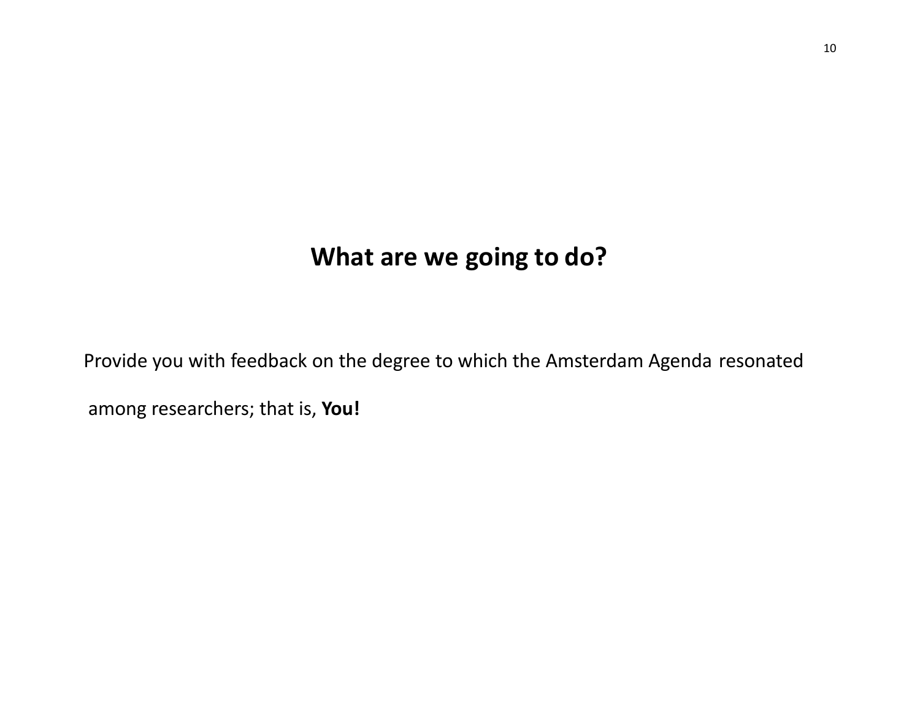## What are we going to do?

Provide you with feedback on the degree to which the Amsterdam Agenda resonated among researchers; that is, **You!**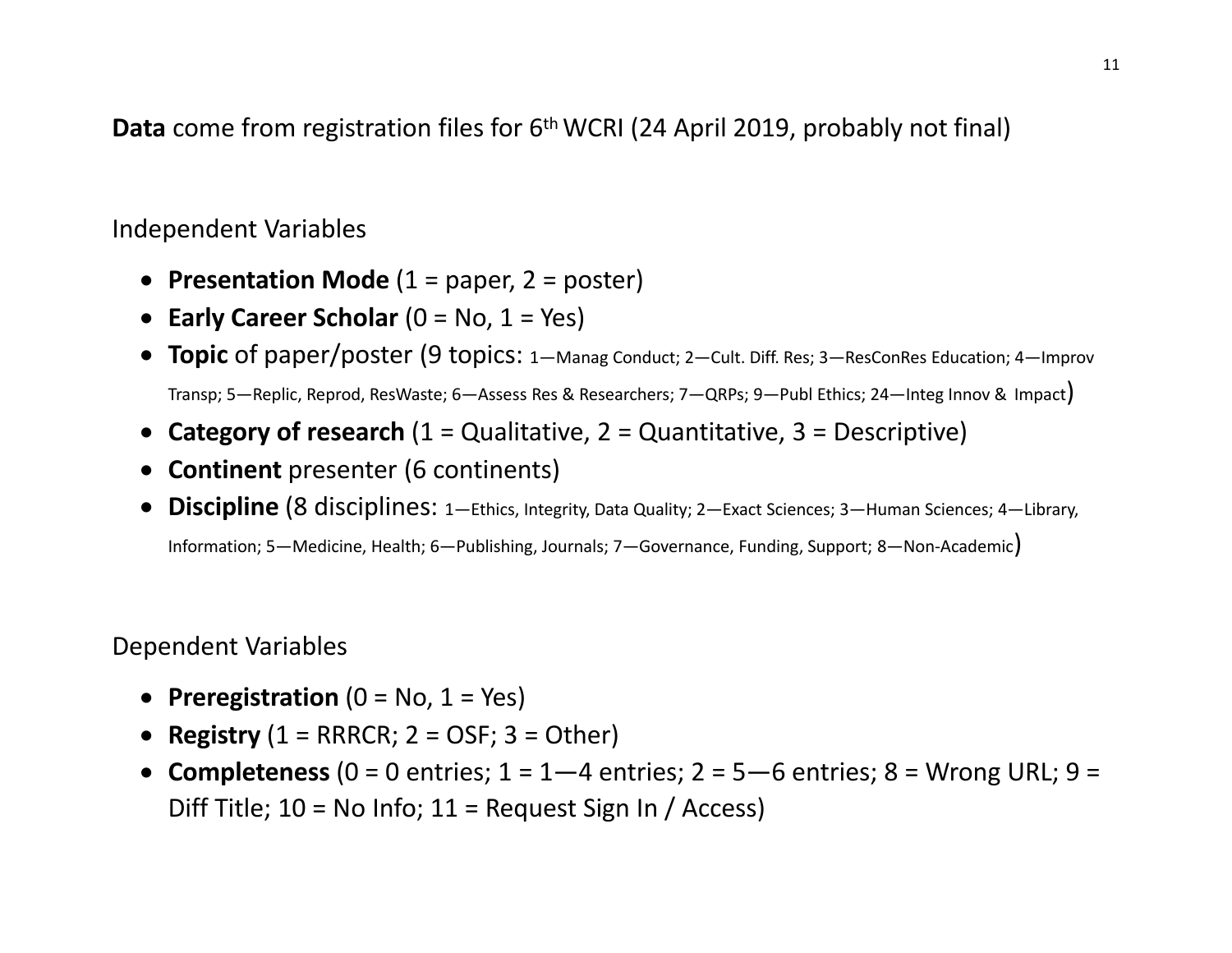**Data** come from registration files for 6th WCRI (24 April 2019, probably not final)

Independent Variables

- **Presentation Mode** (1 = paper, 2 = poster)
- **Early Career Scholar** (0 = No, 1 = Yes)
- **Topic** of paper/poster (9 topics: 1—Manag Conduct; 2—Cult. Diff. Res; 3—ResConRes Education; 4—Improv Transp; 5—Replic, Reprod, ResWaste; 6—Assess Res & Researchers; 7—QRPs; 9—Publ Ethics; 24—Integ Innov & Impact)
- **Category of research** (1 = Qualitative, 2 = Quantitative, 3 = Descriptive)
- **Continent** presenter (6 continents)
- **Discipline** (8 disciplines: 1—Ethics, Integrity, Data Quality; 2—Exact Sciences; 3—Human Sciences; 4—Library, Information; 5—Medicine, Health; 6—Publishing, Journals; 7—Governance, Funding, Support; 8—Non-Academic)

Dependent Variables

- **Preregistration** (0 = No, 1 = Yes)
- **Registry** (1 = RRRCR; 2 = OSF; 3 = Other)
- **Completeness** (0 = 0 entries; 1 = 1—4 entries; 2 = 5—6 entries; 8 = Wrong URL; 9 = Diff Title; 10 = No Info; 11 = Request Sign In / Access)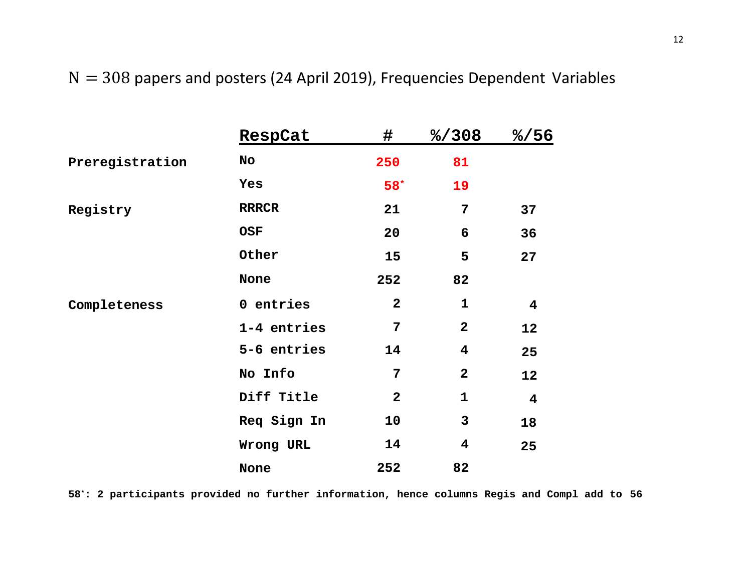$N = 308$ papers and posters (24 April 2019), Frequencies Dependent Variables

| | RespCat | # | %/308 | %/56 |
|---|---|---|---|---|
| **Preregistration** | **No** | **250** | **81** | |
| | **Yes** | **58*** | **19** | |
| **Registry** | **RRRCR** | **21** | **7** | **37** |
| | **OSF** | **20** | **6** | **36** |
| | **Other** | **15** | **5** | **27** |
| | **None** | **252** | **82** | |
| **Completeness** | **0 entries** | **2** | **1** | **4** |
| | **1-4 entries** | **7** | **2** | **12** |
| | **5-6 entries** | **14** | **4** | **25** |
| | **No Info** | **7** | **2** | **12** |
| | **Diff Title** | **2** | **1** | **4** |
| | **Req Sign In** | **10** | **3** | **18** |
| | **Wrong URL** | **14** | **4** | **25** |
| | **None** | **252** | **82** | |

**58*: 2 participants provided no further information, hence columns Regis and Compl add to 56**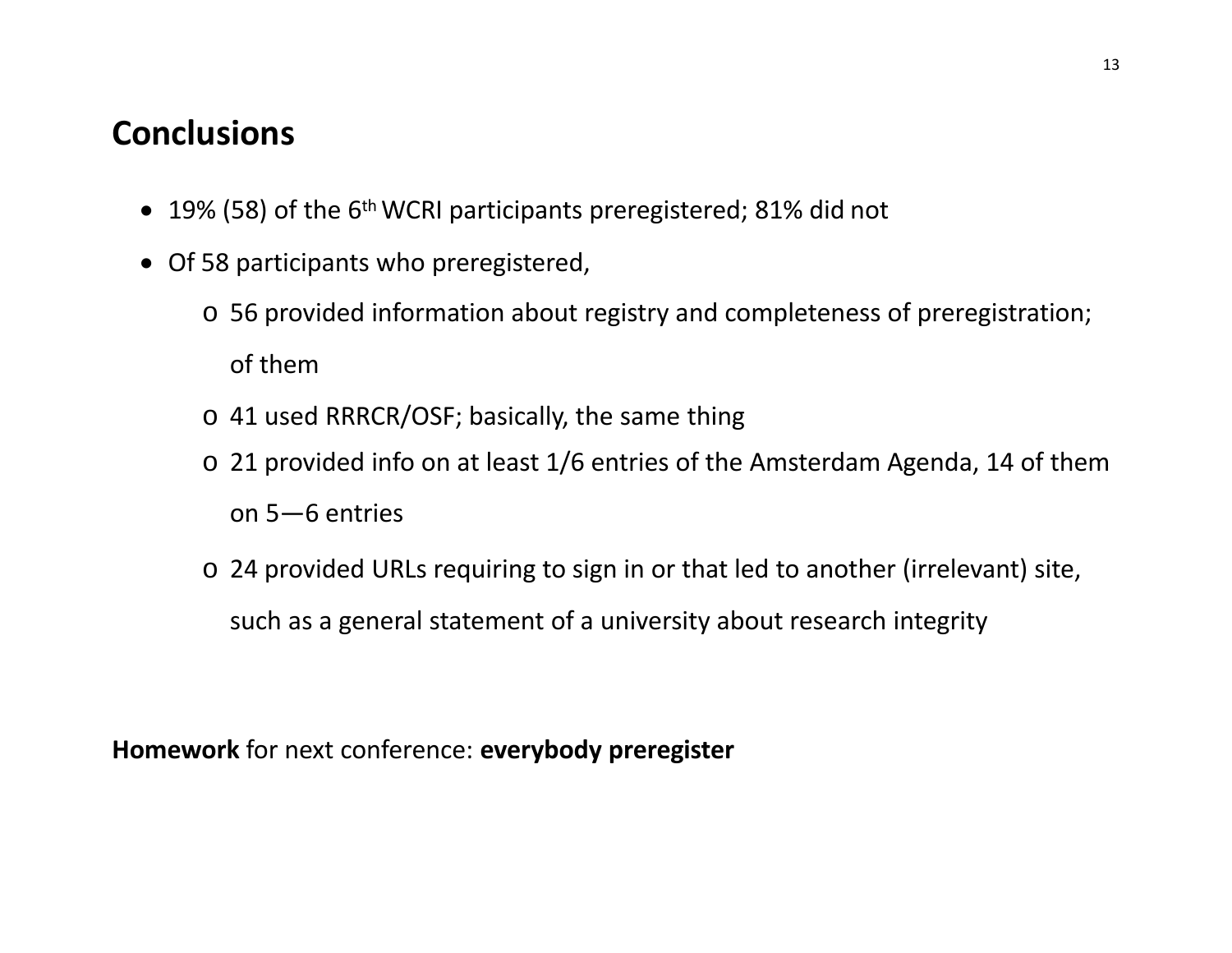## Conclusions

- 19% (58) of the 6th WCRI participants preregistered; 81% did not
- Of 58 participants who preregistered,
  - 56 provided information about registry and completeness of preregistration; of them
  - 41 used RRRCR/OSF; basically, the same thing
  - 21 provided info on at least 1/6 entries of the Amsterdam Agenda, 14 of them on 5—6 entries
  - 24 provided URLs requiring to sign in or that led to another (irrelevant) site, such as a general statement of a university about research integrity

**Homework** for next conference: **everybody preregister**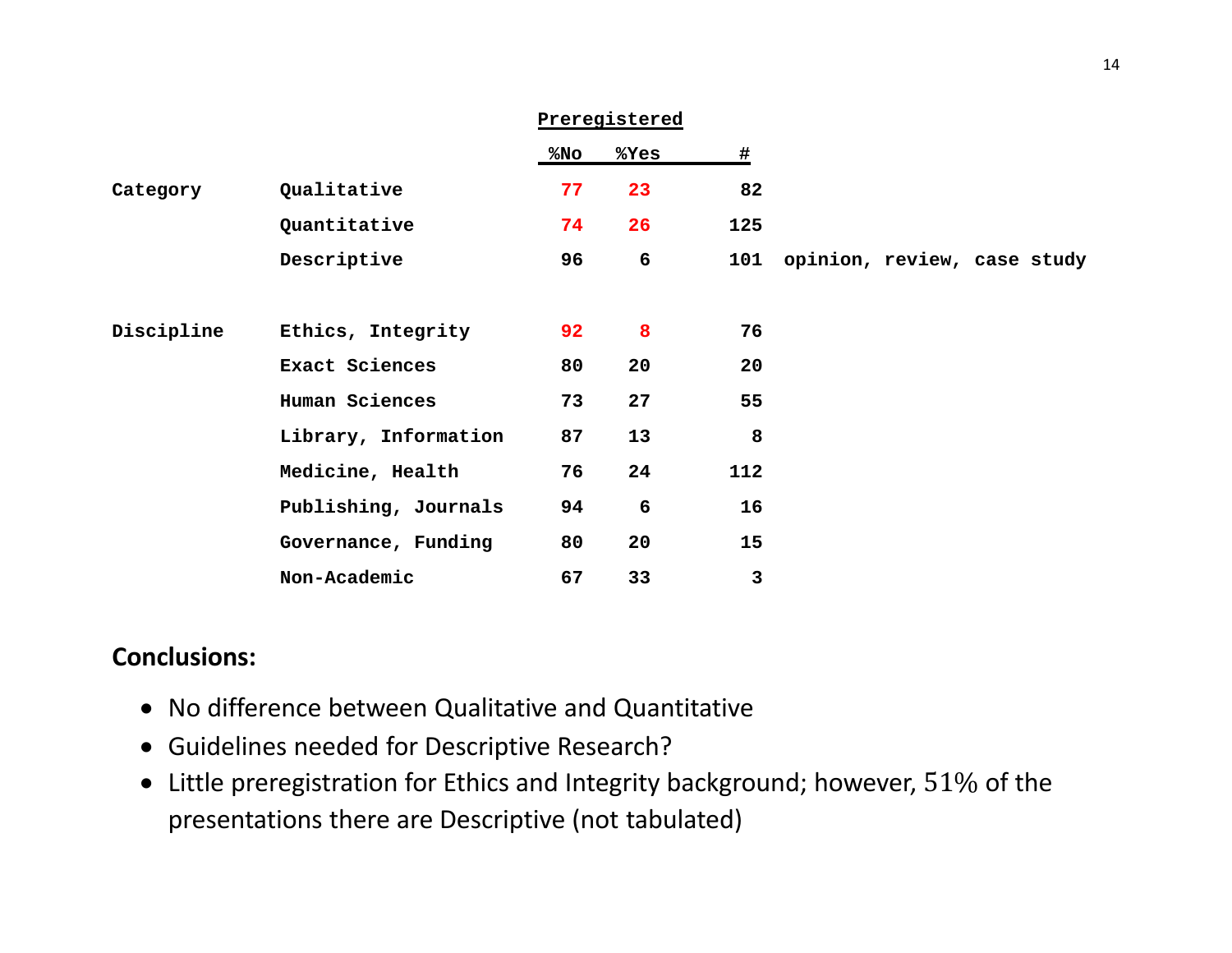| | | Preregistered | | | |
|---|---|---|---|---|---|
| | | %No | %Yes | # | |
| Category | Qualitative | 77 | 23 | 82 | |
| | Quantitative | 74 | 26 | 125 | |
| | Descriptive | 96 | 6 | 101 | opinion, review, case study |
| Discipline | Ethics, Integrity | 92 | 8 | 76 | |
| | Exact Sciences | 80 | 20 | 20 | |
| | Human Sciences | 73 | 27 | 55 | |
| | Library, Information | 87 | 13 | 8 | |
| | Medicine, Health | 76 | 24 | 112 | |
| | Publishing, Journals | 94 | 6 | 16 | |
| | Governance, Funding | 80 | 20 | 15 | |
| | Non-Academic | 67 | 33 | 3 | |

**Conclusions:**

- No difference between Qualitative and Quantitative
- Guidelines needed for Descriptive Research?
- Little preregistration for Ethics and Integrity background; however, 51% of the presentations there are Descriptive (not tabulated)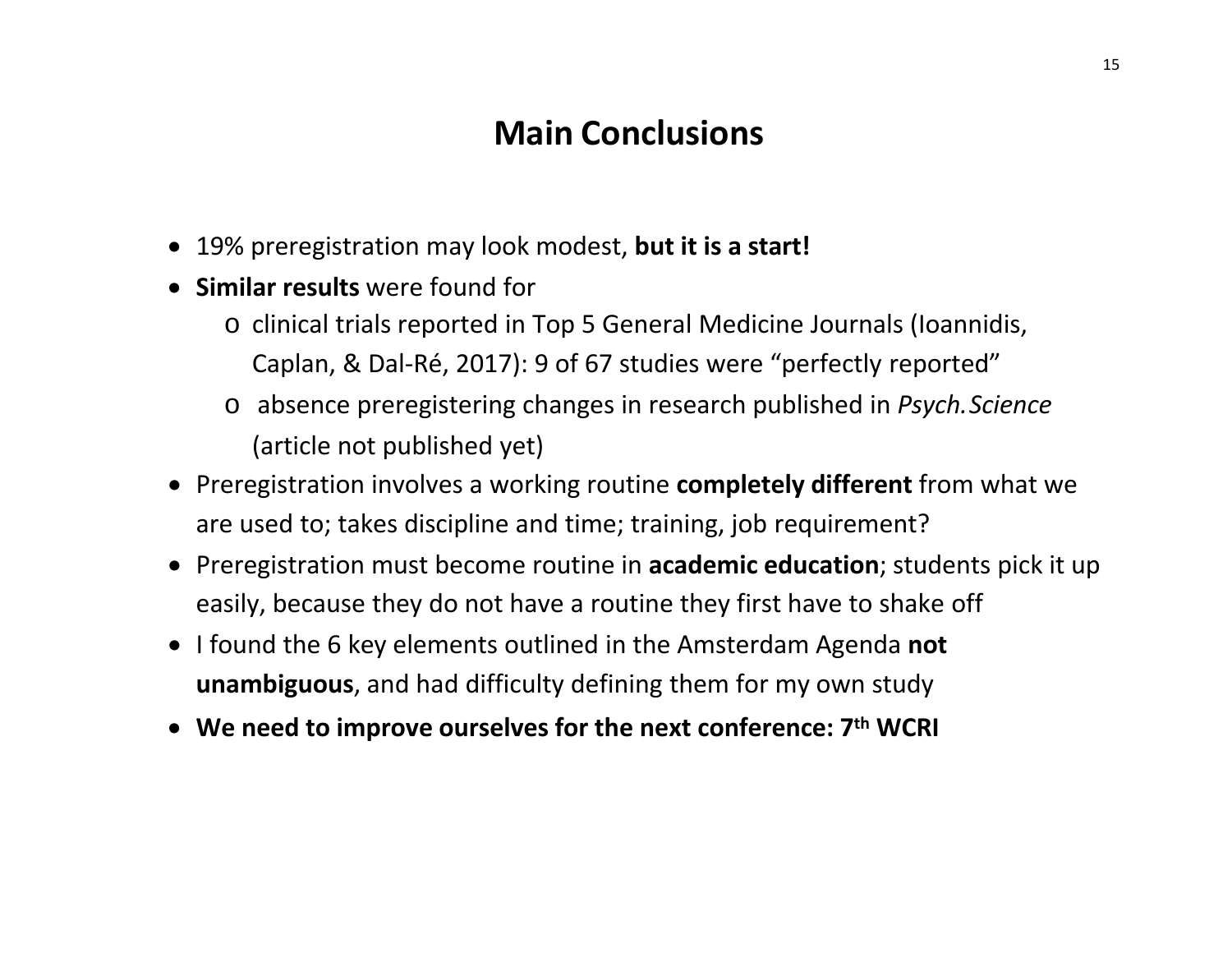# Main Conclusions

- 19% preregistration may look modest, **but it is a start!**
- **Similar results** were found for
  - clinical trials reported in Top 5 General Medicine Journals (Ioannidis, Caplan, & Dal-Ré, 2017): 9 of 67 studies were "perfectly reported"
  - absence preregistering changes in research published in *Psych. Science* (article not published yet)
- Preregistration involves a working routine **completely different** from what we are used to; takes discipline and time; training, job requirement?
- Preregistration must become routine in **academic education**; students pick it up easily, because they do not have a routine they first have to shake off
- I found the 6 key elements outlined in the Amsterdam Agenda **not unambiguous**, and had difficulty defining them for my own study
- **We need to improve ourselves for the next conference: 7th WCRI**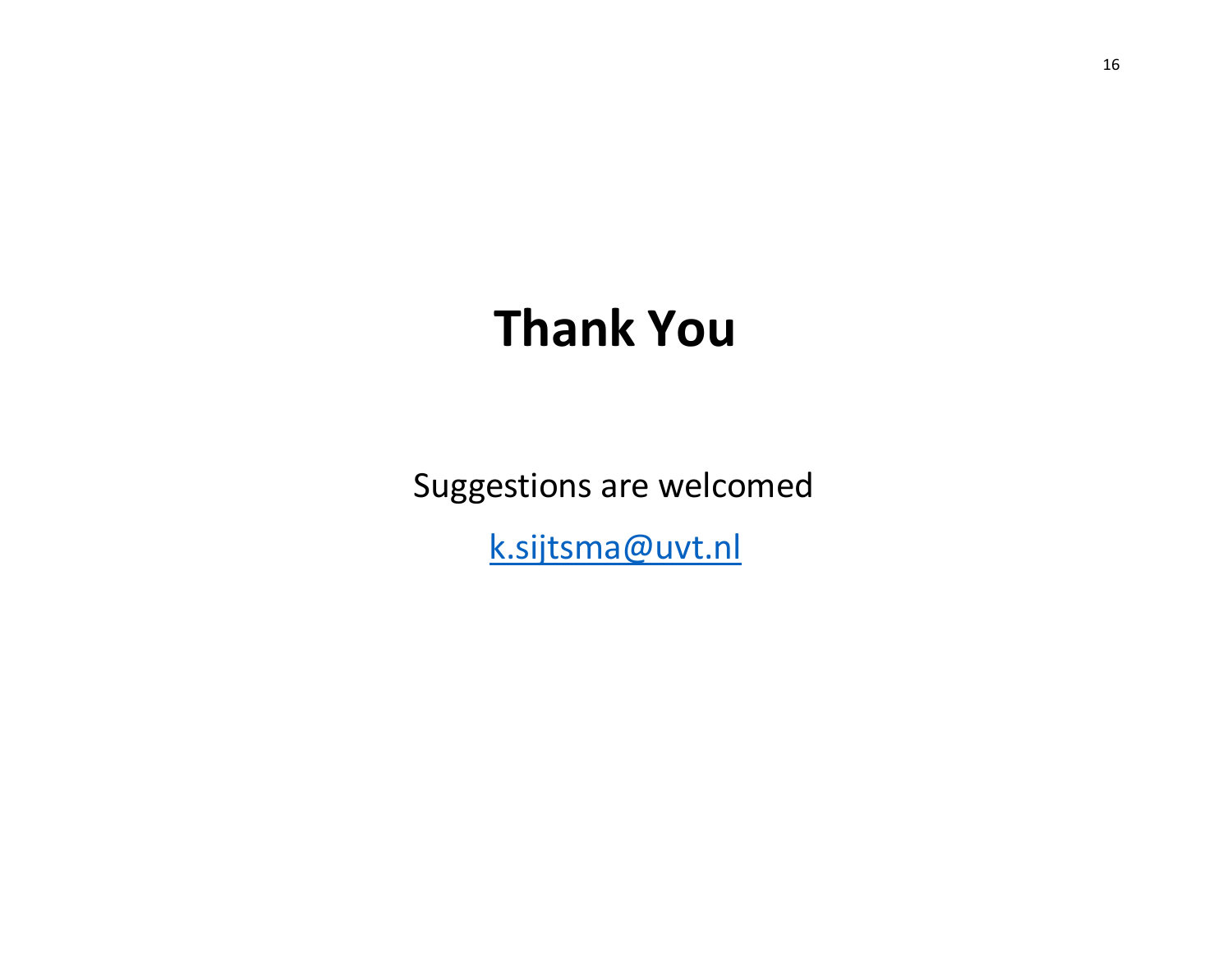# Thank You

Suggestions are welcomed

k.sijtsma@uvt.nl